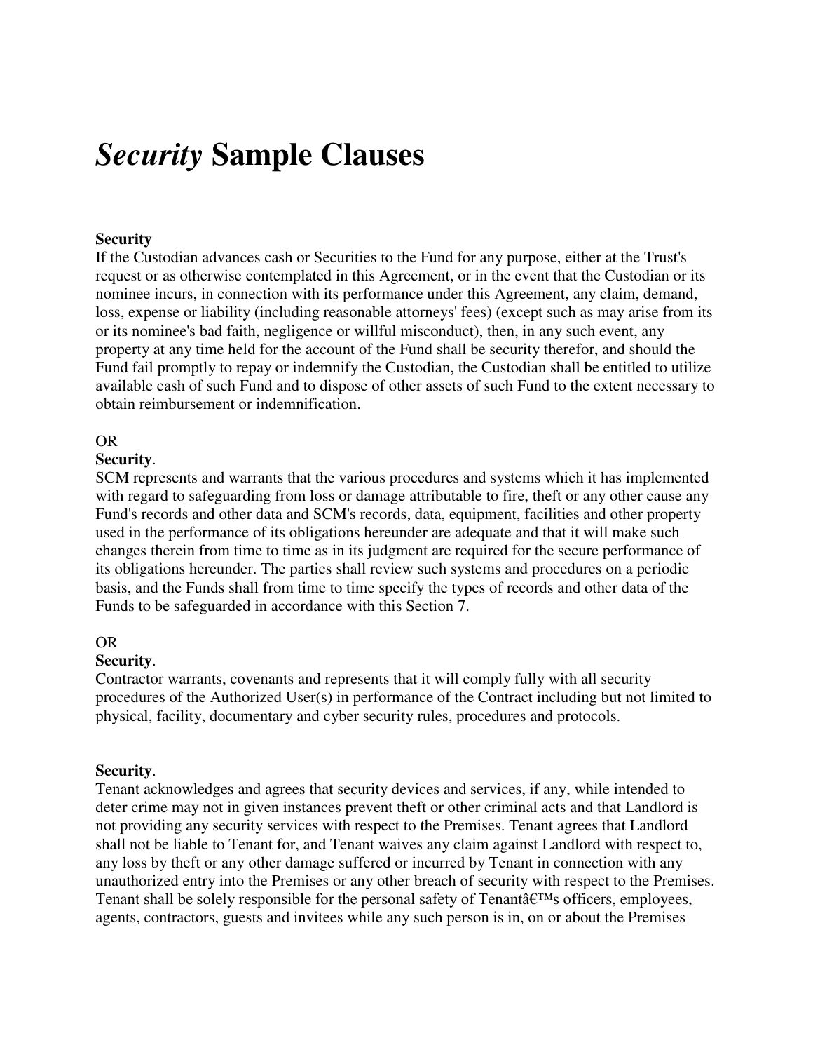# *Security* Sample Clauses

**Security**
If the Custodian advances cash or Securities to the Fund for any purpose, either at the Trust's request or as otherwise contemplated in this Agreement, or in the event that the Custodian or its nominee incurs, in connection with its performance under this Agreement, any claim, demand, loss, expense or liability (including reasonable attorneys' fees) (except such as may arise from its or its nominee's bad faith, negligence or willful misconduct), then, in any such event, any property at any time held for the account of the Fund shall be security therefor, and should the Fund fail promptly to repay or indemnify the Custodian, the Custodian shall be entitled to utilize available cash of such Fund and to dispose of other assets of such Fund to the extent necessary to obtain reimbursement or indemnification.

OR
**Security**.
SCM represents and warrants that the various procedures and systems which it has implemented with regard to safeguarding from loss or damage attributable to fire, theft or any other cause any Fund's records and other data and SCM's records, data, equipment, facilities and other property used in the performance of its obligations hereunder are adequate and that it will make such changes therein from time to time as in its judgment are required for the secure performance of its obligations hereunder. The parties shall review such systems and procedures on a periodic basis, and the Funds shall from time to time specify the types of records and other data of the Funds to be safeguarded in accordance with this Section 7.

OR
**Security**.
Contractor warrants, covenants and represents that it will comply fully with all security procedures of the Authorized User(s) in performance of the Contract including but not limited to physical, facility, documentary and cyber security rules, procedures and protocols.

**Security**.
Tenant acknowledges and agrees that security devices and services, if any, while intended to deter crime may not in given instances prevent theft or other criminal acts and that Landlord is not providing any security services with respect to the Premises. Tenant agrees that Landlord shall not be liable to Tenant for, and Tenant waives any claim against Landlord with respect to, any loss by theft or any other damage suffered or incurred by Tenant in connection with any unauthorized entry into the Premises or any other breach of security with respect to the Premises. Tenant shall be solely responsible for the personal safety of Tenantâ€™s officers, employees, agents, contractors, guests and invitees while any such person is in, on or about the Premises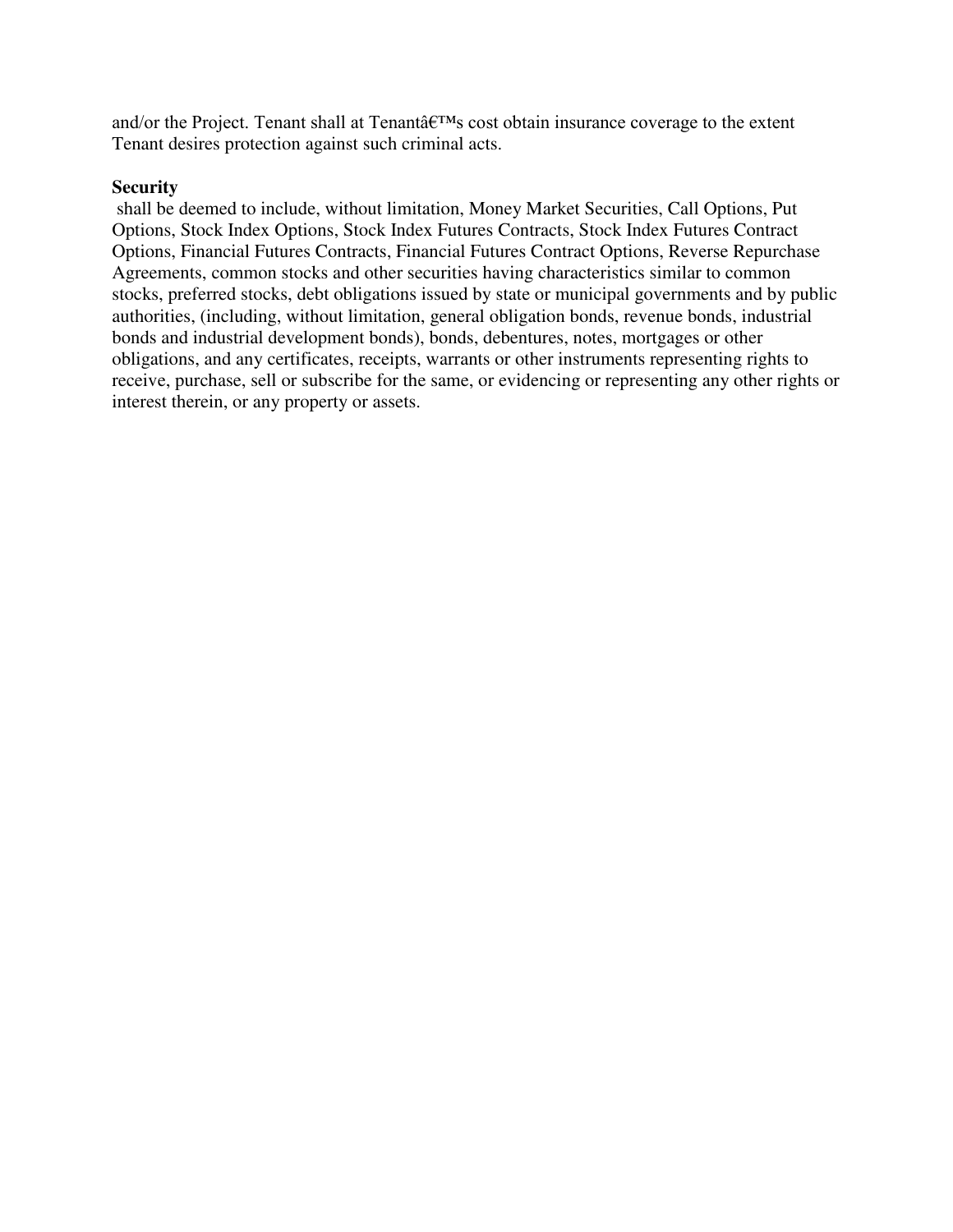and/or the Project. Tenant shall at Tenantâ€™s cost obtain insurance coverage to the extent Tenant desires protection against such criminal acts.

**Security**

shall be deemed to include, without limitation, Money Market Securities, Call Options, Put Options, Stock Index Options, Stock Index Futures Contracts, Stock Index Futures Contract Options, Financial Futures Contracts, Financial Futures Contract Options, Reverse Repurchase Agreements, common stocks and other securities having characteristics similar to common stocks, preferred stocks, debt obligations issued by state or municipal governments and by public authorities, (including, without limitation, general obligation bonds, revenue bonds, industrial bonds and industrial development bonds), bonds, debentures, notes, mortgages or other obligations, and any certificates, receipts, warrants or other instruments representing rights to receive, purchase, sell or subscribe for the same, or evidencing or representing any other rights or interest therein, or any property or assets.